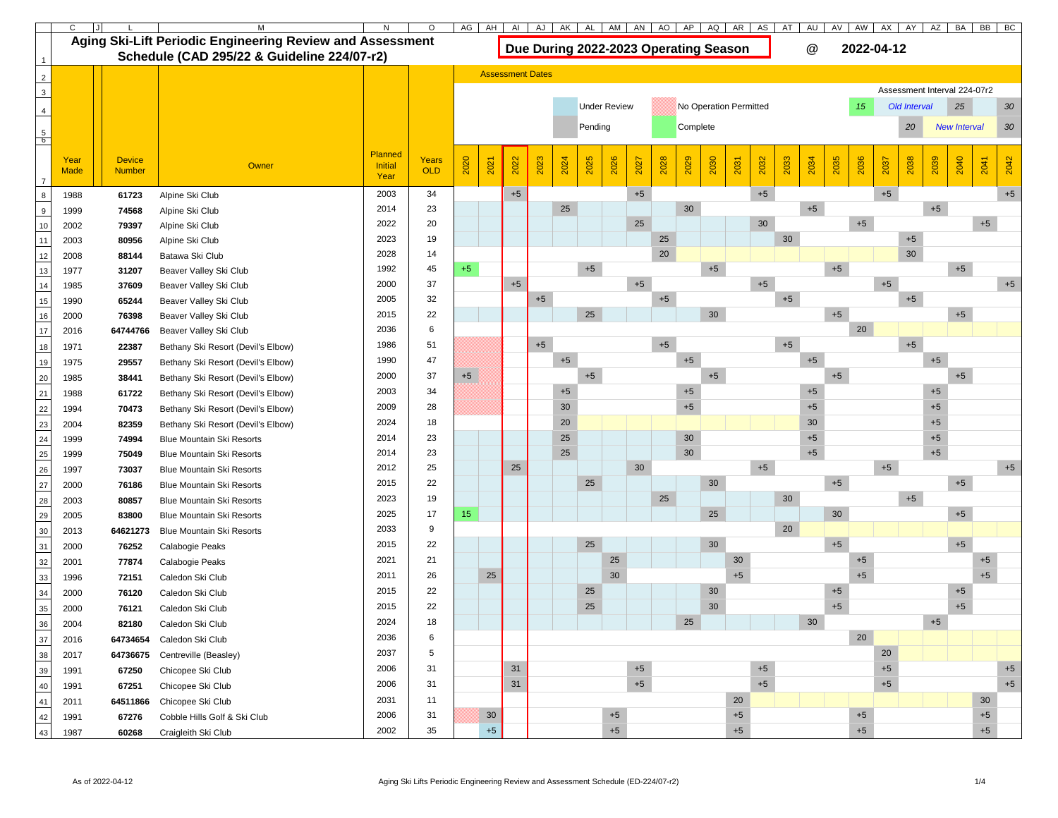# Aging Ski-Lift Periodic Engineering Review and Assessment Schedule (CAD 295/22 & Guideline 224/07-r2)

**Due During 2022-2023 Operating Season** @ **2022-04-12**

Assessment Dates

Legend: Under Review | No Operation Permitted | Pending | Complete

Assessment Interval 224-07r2

| | | | |
|---|---|---|---|
| 15 | *Old Interval* | 25 | 30 |
| 20 | *New Interval* | | 30 |

| Year Made | Device Number | Owner | Planned Initial Year | Years OLD | 2020 | 2021 | 2022 | 2023 | 2024 | 2025 | 2026 | 2027 | 2028 | 2029 | 2030 | 2031 | 2032 | 2033 | 2034 | 2035 | 2036 | 2037 | 2038 | 2039 | 2040 | 2041 | 2042 |
|---|---|---|---|---|---|---|---|---|---|---|---|---|---|---|---|---|---|---|---|---|---|---|---|---|---|---|---|
| 1988 | 61723 | Alpine Ski Club | 2003 | 34 | | | +5 | | | | | +5 | | | | | +5 | | | | | +5 | | | | | +5 |
| 1999 | 74568 | Alpine Ski Club | 2014 | 23 | | | | | 25 | | | | | 30 | | | | | +5 | | | | | +5 | | | |
| 2002 | 79397 | Alpine Ski Club | 2022 | 20 | | | | | | | | 25 | | | | | 30 | | | | +5 | | | | | +5 | |
| 2003 | 80956 | Alpine Ski Club | 2023 | 19 | | | | | | | | | 25 | | | | | 30 | | | | | +5 | | | | |
| 2008 | 88144 | Batawa Ski Club | 2028 | 14 | | | | | | | | | 20 | | | | | | | | | | 30 | | | | |
| 1977 | 31207 | Beaver Valley Ski Club | 1992 | 45 | +5 | | | | | +5 | | | | | +5 | | | | | +5 | | | | | +5 | | |
| 1985 | 37609 | Beaver Valley Ski Club | 2000 | 37 | | | +5 | | | | | +5 | | | | | +5 | | | | | +5 | | | | | +5 |
| 1990 | 65244 | Beaver Valley Ski Club | 2005 | 32 | | | | +5 | | | | | +5 | | | | | +5 | | | | | +5 | | | | |
| 2000 | 76398 | Beaver Valley Ski Club | 2015 | 22 | | | | | | 25 | | | | | 30 | | | | | +5 | | | | | +5 | | |
| 2016 | 64744766 | Beaver Valley Ski Club | 2036 | 6 | | | | | | | | | | | | | | | | | 20 | | | | | | |
| 1971 | 22387 | Bethany Ski Resort (Devil's Elbow) | 1986 | 51 | | | | +5 | | | | | +5 | | | | | +5 | | | | | +5 | | | | |
| 1975 | 29557 | Bethany Ski Resort (Devil's Elbow) | 1990 | 47 | | | | | +5 | | | | | +5 | | | | | +5 | | | | | +5 | | | |
| 1985 | 38441 | Bethany Ski Resort (Devil's Elbow) | 2000 | 37 | +5 | | | | | +5 | | | | | +5 | | | | | +5 | | | | | +5 | | |
| 1988 | 61722 | Bethany Ski Resort (Devil's Elbow) | 2003 | 34 | | | | | +5 | | | | | +5 | | | | | +5 | | | | | +5 | | | |
| 1994 | 70473 | Bethany Ski Resort (Devil's Elbow) | 2009 | 28 | | | | | 30 | | | | | +5 | | | | | +5 | | | | | +5 | | | |
| 2004 | 82359 | Bethany Ski Resort (Devil's Elbow) | 2024 | 18 | | | | | 20 | | | | | | | | | | 30 | | | | | +5 | | | |
| 1999 | 74994 | Blue Mountain Ski Resorts | 2014 | 23 | | | | | 25 | | | | | 30 | | | | | +5 | | | | | +5 | | | |
| 1999 | 75049 | Blue Mountain Ski Resorts | 2014 | 23 | | | | | 25 | | | | | 30 | | | | | +5 | | | | | +5 | | | |
| 1997 | 73037 | Blue Mountain Ski Resorts | 2012 | 25 | | | 25 | | | | | 30 | | | | | +5 | | | | | +5 | | | | | +5 |
| 2000 | 76186 | Blue Mountain Ski Resorts | 2015 | 22 | | | | | | 25 | | | | | 30 | | | | | +5 | | | | | +5 | | |
| 2003 | 80857 | Blue Mountain Ski Resorts | 2023 | 19 | | | | | | | | | 25 | | | | | 30 | | | | | +5 | | | | |
| 2005 | 83800 | Blue Mountain Ski Resorts | 2025 | 17 | 15 | | | | | | | | | | 25 | | | | | 30 | | | | | +5 | | |
| 2013 | 64621273 | Blue Mountain Ski Resorts | 2033 | 9 | | | | | | | | | | | | | | 20 | | | | | | | | | |
| 2000 | 76252 | Calabogie Peaks | 2015 | 22 | | | | | | 25 | | | | | 30 | | | | | +5 | | | | | +5 | | |
| 2001 | 77874 | Calabogie Peaks | 2021 | 21 | | | | | | | 25 | | | | | 30 | | | | | +5 | | | | | +5 | |
| 1996 | 72151 | Caledon Ski Club | 2011 | 26 | | 25 | | | | | 30 | | | | | +5 | | | | | +5 | | | | | +5 | |
| 2000 | 76120 | Caledon Ski Club | 2015 | 22 | | | | | | 25 | | | | | 30 | | | | | +5 | | | | | +5 | | |
| 2000 | 76121 | Caledon Ski Club | 2015 | 22 | | | | | | 25 | | | | | 30 | | | | | +5 | | | | | +5 | | |
| 2004 | 82180 | Caledon Ski Club | 2024 | 18 | | | | | | | | | | 25 | | | | | 30 | | | | | +5 | | | |
| 2016 | 64734654 | Caledon Ski Club | 2036 | 6 | | | | | | | | | | | | | | | | | 20 | | | | | | |
| 2017 | 64736675 | Centreville (Beasley) | 2037 | 5 | | | | | | | | | | | | | | | | | | 20 | | | | | |
| 1991 | 67250 | Chicopee Ski Club | 2006 | 31 | | | 31 | | | | | +5 | | | | | +5 | | | | | +5 | | | | | +5 |
| 1991 | 67251 | Chicopee Ski Club | 2006 | 31 | | | 31 | | | | | +5 | | | | | +5 | | | | | +5 | | | | | +5 |
| 2011 | 64511866 | Chicopee Ski Club | 2031 | 11 | | | | | | | | | | | | 20 | | | | | | | | | | 30 | |
| 1991 | 67276 | Cobble Hills Golf & Ski Club | 2006 | 31 | | 30 | | | | | +5 | | | | | +5 | | | | | +5 | | | | | +5 | |
| 1987 | 60268 | Craigleith Ski Club | 2002 | 35 | | +5 | | | | | +5 | | | | | +5 | | | | | +5 | | | | | +5 | |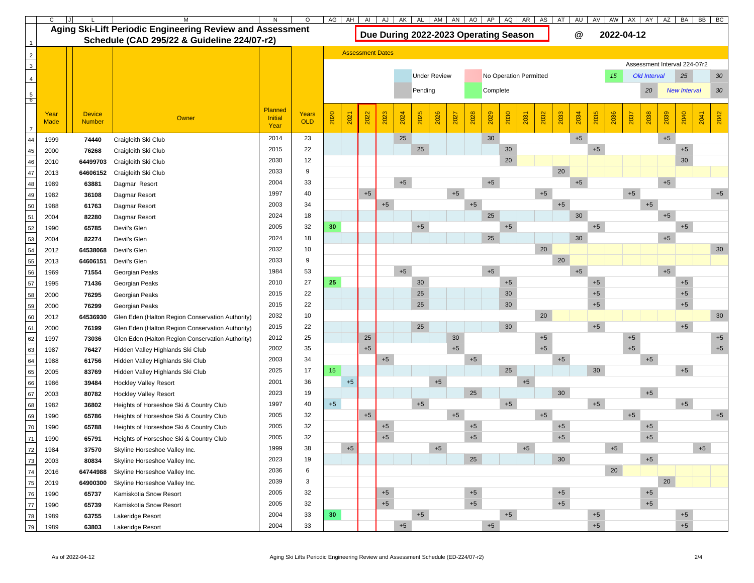# Aging Ski-Lift Periodic Engineering Review and Assessment Schedule (CAD 295/22 & Guideline 224/07-r2)

**Due During 2022-2023 Operating Season** @ **2022-04-12**

Assessment Dates

Legend: Under Review | Pending | No Operation Permitted | Complete

Assessment Interval 224-07r2: Old Interval: 15, 25, 30 — New Interval: 20, 30

| Year Made | Device Number | Owner | Planned Initial Year | Years OLD | 2020 | 2021 | 2022 | 2023 | 2024 | 2025 | 2026 | 2027 | 2028 | 2029 | 2030 | 2031 | 2032 | 2033 | 2034 | 2035 | 2036 | 2037 | 2038 | 2039 | 2040 | 2041 | 2042 |
|---|---|---|---|---|---|---|---|---|---|---|---|---|---|---|---|---|---|---|---|---|---|---|---|---|---|---|---|
| 1999 | 74440 | Craigleith Ski Club | 2014 | 23 | | | | | 25 | | | | | 30 | | | | | +5 | | | | | +5 | | | |
| 2000 | 76268 | Craigleith Ski Club | 2015 | 22 | | | | | | 25 | | | | | 30 | | | | | +5 | | | | | +5 | | |
| 2010 | 64499703 | Craigleith Ski Club | 2030 | 12 | | | | | | | | | | | 20 | | | | | | | | | | 30 | | |
| 2013 | 64606152 | Craigleith Ski Club | 2033 | 9 | | | | | | | | | | | | | | 20 | | | | | | | | | |
| 1989 | 63881 | Dagmar Resort | 2004 | 33 | | | | | +5 | | | | | +5 | | | | | +5 | | | | | +5 | | | |
| 1982 | 36108 | Dagmar Resort | 1997 | 40 | | | +5 | | | | | +5 | | | | | +5 | | | | | +5 | | | | | +5 |
| 1988 | 61763 | Dagmar Resort | 2003 | 34 | | | | +5 | | | | | +5 | | | | | +5 | | | | | +5 | | | | |
| 2004 | 82280 | Dagmar Resort | 2024 | 18 | | | | | | | | | | 25 | | | | | 30 | | | | | +5 | | | |
| 1990 | 65785 | Devil's Glen | 2005 | 32 | 30 | | | | | +5 | | | | | +5 | | | | | +5 | | | | | +5 | | |
| 2004 | 82274 | Devil's Glen | 2024 | 18 | | | | | | | | | | 25 | | | | | 30 | | | | | +5 | | | |
| 2012 | 64538068 | Devil's Glen | 2032 | 10 | | | | | | | | | | | | | 20 | | | | | | | | | | 30 |
| 2013 | 64606151 | Devil's Glen | 2033 | 9 | | | | | | | | | | | | | | 20 | | | | | | | | | |
| 1969 | 71554 | Georgian Peaks | 1984 | 53 | | | | | +5 | | | | | +5 | | | | | +5 | | | | | +5 | | | |
| 1995 | 71436 | Georgian Peaks | 2010 | 27 | 25 | | | | | 30 | | | | | +5 | | | | | +5 | | | | | +5 | | |
| 2000 | 76295 | Georgian Peaks | 2015 | 22 | | | | | | 25 | | | | | 30 | | | | | +5 | | | | | +5 | | |
| 2000 | 76299 | Georgian Peaks | 2015 | 22 | | | | | | 25 | | | | | 30 | | | | | +5 | | | | | +5 | | |
| 2012 | 64536930 | Glen Eden (Halton Region Conservation Authority) | 2032 | 10 | | | | | | | | | | | | | 20 | | | | | | | | | | 30 |
| 2000 | 76199 | Glen Eden (Halton Region Conservation Authority) | 2015 | 22 | | | | | | 25 | | | | | 30 | | | | | +5 | | | | | +5 | | |
| 1997 | 73036 | Glen Eden (Halton Region Conservation Authority) | 2012 | 25 | | | 25 | | | | | 30 | | | | | +5 | | | | | +5 | | | | | +5 |
| 1987 | 76427 | Hidden Valley Highlands Ski Club | 2002 | 35 | | | +5 | | | | | +5 | | | | | +5 | | | | | +5 | | | | | +5 |
| 1988 | 61756 | Hidden Valley Highlands Ski Club | 2003 | 34 | | | | +5 | | | | | +5 | | | | | +5 | | | | | +5 | | | | |
| 2005 | 83769 | Hidden Valley Highlands Ski Club | 2025 | 17 | 15 | | | | | | | | | | 25 | | | | | 30 | | | | | +5 | | |
| 1986 | 39484 | Hockley Valley Resort | 2001 | 36 | | +5 | | | | | +5 | | | | | +5 | | | | | | | | | | | |
| 2003 | 80782 | Hockley Valley Resort | 2023 | 19 | | | | | | | | | 25 | | | | | 30 | | | | | +5 | | | | |
| 1982 | 36802 | Heights of Horseshoe Ski & Country Club | 1997 | 40 | +5 | | | | | +5 | | | | | +5 | | | | | +5 | | | | | +5 | | |
| 1990 | 65786 | Heights of Horseshoe Ski & Country Club | 2005 | 32 | | | +5 | | | | | +5 | | | | | +5 | | | | | +5 | | | | | +5 |
| 1990 | 65788 | Heights of Horseshoe Ski & Country Club | 2005 | 32 | | | | +5 | | | | | +5 | | | | | +5 | | | | | +5 | | | | |
| 1990 | 65791 | Heights of Horseshoe Ski & Country Club | 2005 | 32 | | | | +5 | | | | | +5 | | | | | +5 | | | | | +5 | | | | |
| 1984 | 37570 | Skyline Horseshoe Valley Inc. | 1999 | 38 | | +5 | | | | | +5 | | | | | +5 | | | | | +5 | | | | | +5 | |
| 2003 | 80834 | Skyline Horseshoe Valley Inc. | 2023 | 19 | | | | | | | | | 25 | | | | | 30 | | | | | +5 | | | | |
| 2016 | 64744988 | Skyline Horseshoe Valley Inc. | 2036 | 6 | | | | | | | | | | | | | | | | | 20 | | | | | | |
| 2019 | 64900300 | Skyline Horseshoe Valley Inc. | 2039 | 3 | | | | | | | | | | | | | | | | | | | | 20 | | | |
| 1990 | 65737 | Kamiskotia Snow Resort | 2005 | 32 | | | | +5 | | | | | +5 | | | | | +5 | | | | | +5 | | | | |
| 1990 | 65739 | Kamiskotia Snow Resort | 2005 | 32 | | | | +5 | | | | | +5 | | | | | +5 | | | | | +5 | | | | |
| 1989 | 63755 | Lakeridge Resort | 2004 | 33 | 30 | | | | | +5 | | | | | +5 | | | | | +5 | | | | | +5 | | |
| 1989 | 63803 | Lakeridge Resort | 2004 | 33 | | | | | +5 | | | | | +5 | | | | | | +5 | | | | | +5 | | |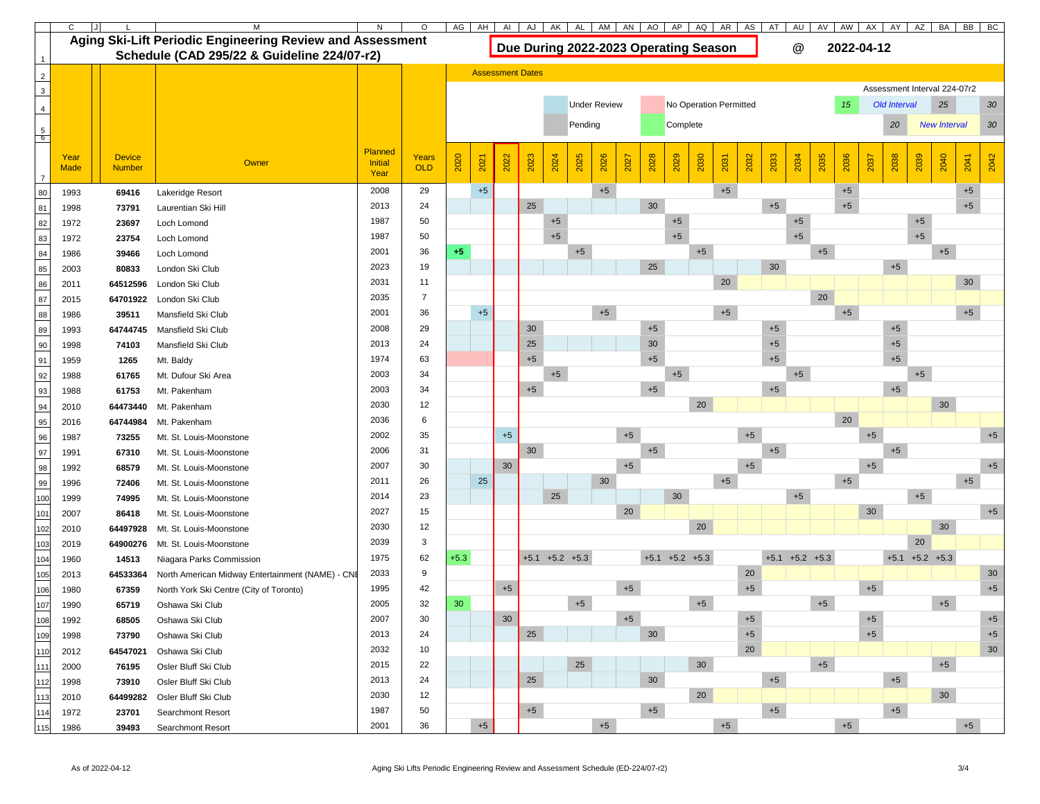# Aging Ski-Lift Periodic Engineering Review and Assessment Schedule (CAD 295/22 & Guideline 224/07-r2)

**Due During 2022-2023 Operating Season** @ **2022-04-12**

Assessment Dates

Legend: Under Review | Pending | No Operation Permitted | Complete

Assessment Interval 224-07r2: 15 | *Old Interval* | 25 | 30 ; 20 | *New Interval* | 30

| Year Made | Device Number | Owner | Planned Initial Year | Years OLD | 2020 | 2021 | 2022 | 2023 | 2024 | 2025 | 2026 | 2027 | 2028 | 2029 | 2030 | 2031 | 2032 | 2033 | 2034 | 2035 | 2036 | 2037 | 2038 | 2039 | 2040 | 2041 | 2042 |
|---|---|---|---|---|---|---|---|---|---|---|---|---|---|---|---|---|---|---|---|---|---|---|---|---|---|---|---|
| 1993 | 69416 | Lakeridge Resort | 2008 | 29 | | +5 | | | | | +5 | | | | | +5 | | | | | +5 | | | | | +5 | |
| 1998 | 73791 | Laurentian Ski Hill | 2013 | 24 | | | | 25 | | | | | 30 | | | | | +5 | | | +5 | | | | | +5 | |
| 1972 | 23697 | Loch Lomond | 1987 | 50 | | | | | +5 | | | | | +5 | | | | | +5 | | | | | +5 | | | |
| 1972 | 23754 | Loch Lomond | 1987 | 50 | | | | | +5 | | | | | +5 | | | | | +5 | | | | | +5 | | | |
| 1986 | 39466 | Loch Lomond | 2001 | 36 | +5 | | | | | +5 | | | | | +5 | | | | | +5 | | | | | +5 | | |
| 2003 | 80833 | London Ski Club | 2023 | 19 | | | | | | | | | 25 | | | | | 30 | | | | | +5 | | | | |
| 2011 | 64512596 | London Ski Club | 2031 | 11 | | | | | | | | | | | | 20 | | | | | | | | | | 30 | |
| 2015 | 64701922 | London Ski Club | 2035 | 7 | | | | | | | | | | | | | | | | 20 | | | | | | | |
| 1986 | 39511 | Mansfield Ski Club | 2001 | 36 | | +5 | | | | | +5 | | | | | +5 | | | | | +5 | | | | | +5 | |
| 1993 | 64744745 | Mansfield Ski Club | 2008 | 29 | | | | 30 | | | | | +5 | | | | | +5 | | | | | +5 | | | | |
| 1998 | 74103 | Mansfield Ski Club | 2013 | 24 | | | | 25 | | | | | 30 | | | | | +5 | | | | | +5 | | | | |
| 1959 | 1265 | Mt. Baldy | 1974 | 63 | | | | +5 | | | | | +5 | | | | | +5 | | | | | +5 | | | | |
| 1988 | 61765 | Mt. Dufour Ski Area | 2003 | 34 | | | | | +5 | | | | | +5 | | | | | +5 | | | | | +5 | | | |
| 1988 | 61753 | Mt. Pakenham | 2003 | 34 | | | | +5 | | | | | +5 | | | | | +5 | | | | | +5 | | | | |
| 2010 | 64473440 | Mt. Pakenham | 2030 | 12 | | | | | | | | | | | 20 | | | | | | | | | | 30 | | |
| 2016 | 64744984 | Mt. Pakenham | 2036 | 6 | | | | | | | | | | | | | | | | | 20 | | | | | | |
| 1987 | 73255 | Mt. St. Louis-Moonstone | 2002 | 35 | | | +5 | | | | | +5 | | | | | +5 | | | | | +5 | | | | | +5 |
| 1991 | 67310 | Mt. St. Louis-Moonstone | 2006 | 31 | | | | 30 | | | | | +5 | | | | | +5 | | | | | +5 | | | | |
| 1992 | 68579 | Mt. St. Louis-Moonstone | 2007 | 30 | | | 30 | | | | | +5 | | | | | +5 | | | | | +5 | | | | | +5 |
| 1996 | 72406 | Mt. St. Louis-Moonstone | 2011 | 26 | | 25 | | | | | 30 | | | | | +5 | | | | | +5 | | | | | +5 | |
| 1999 | 74995 | Mt. St. Louis-Moonstone | 2014 | 23 | | | | | 25 | | | | | 30 | | | | | +5 | | | | | +5 | | | |
| 2007 | 86418 | Mt. St. Louis-Moonstone | 2027 | 15 | | | | | | | | 20 | | | | | | | | | | 30 | | | | | +5 |
| 2010 | 64497928 | Mt. St. Louis-Moonstone | 2030 | 12 | | | | | | | | | | | 20 | | | | | | | | | | 30 | | |
| 2019 | 64900276 | Mt. St. Louis-Moonstone | 2039 | 3 | | | | | | | | | | | | | | | | | | | | 20 | | | |
| 1960 | 14513 | Niagara Parks Commission | 1975 | 62 | +5.3 | | | +5.1 | +5.2 | +5.3 | | | +5.1 | +5.2 | +5.3 | | | +5.1 | +5.2 | +5.3 | | | +5.1 | +5.2 | +5.3 | | |
| 2013 | 64533364 | North American Midway Entertainment (NAME) - CNE | 2033 | 9 | | | | | | | | | | | | | 20 | | | | | | | | | | 30 |
| 1980 | 67359 | North York Ski Centre (City of Toronto) | 1995 | 42 | | | +5 | | | | | +5 | | | | | +5 | | | | | +5 | | | | | +5 |
| 1990 | 65719 | Oshawa Ski Club | 2005 | 32 | 30 | | | | | +5 | | | | | +5 | | | | | +5 | | | | | +5 | | |
| 1992 | 68505 | Oshawa Ski Club | 2007 | 30 | | | 30 | | | | | +5 | | | | | +5 | | | | | +5 | | | | | +5 |
| 1998 | 73790 | Oshawa Ski Club | 2013 | 24 | | | | 25 | | | | | 30 | | | | +5 | | | | | +5 | | | | | +5 |
| 2012 | 64547021 | Oshawa Ski Club | 2032 | 10 | | | | | | | | | | | | | 20 | | | | | | | | | | 30 |
| 2000 | 76195 | Osler Bluff Ski Club | 2015 | 22 | | | | | | 25 | | | | | 30 | | | | | +5 | | | | | +5 | | |
| 1998 | 73910 | Osler Bluff Ski Club | 2013 | 24 | | | | 25 | | | | | 30 | | | | | +5 | | | | | +5 | | | | |
| 2010 | 64499282 | Osler Bluff Ski Club | 2030 | 12 | | | | | | | | | | | 20 | | | | | | | | | | 30 | | |
| 1972 | 23701 | Searchmont Resort | 1987 | 50 | | | | +5 | | | | | +5 | | | | | +5 | | | | | +5 | | | | |
| 1986 | 39493 | Searchmont Resort | 2001 | 36 | | +5 | | | | | +5 | | | | | +5 | | | | | +5 | | | | | +5 | |

As of 2022-04-12 — Aging Ski Lifts Periodic Engineering Review and Assessment Schedule (ED-224/07-r2)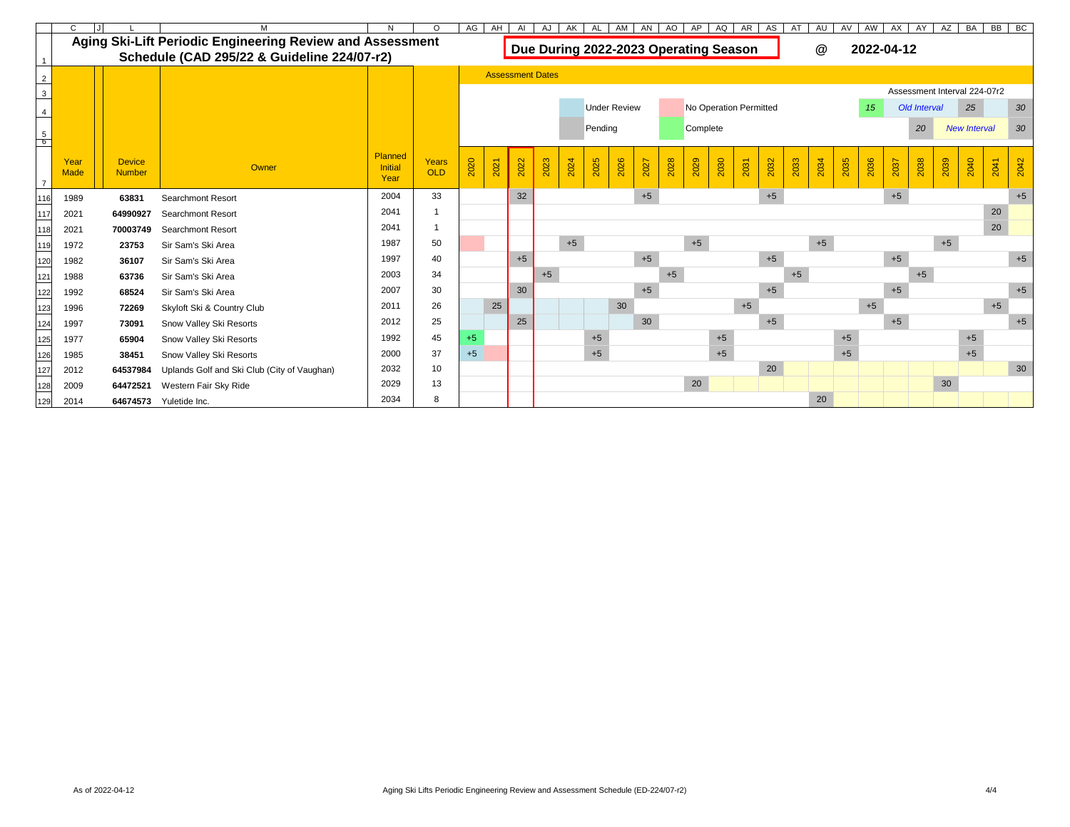# Aging Ski-Lift Periodic Engineering Review and Assessment Schedule (CAD 295/22 & Guideline 224/07-r2)

**Due During 2022-2023 Operating Season** @ **2022-04-12**

Assessment Dates

Under Review | No Operation Permitted | Pending | Complete

Assessment Interval 224-07r2

| | | | |
|---|---|---|---|
| 15 | Old Interval | 25 | 30 |
| 20 | New Interval | | 30 |

| Year Made | Device Number | Owner | Planned Initial Year | Years OLD | 2020 | 2021 | 2022 | 2023 | 2024 | 2025 | 2026 | 2027 | 2028 | 2029 | 2030 | 2031 | 2032 | 2033 | 2034 | 2035 | 2036 | 2037 | 2038 | 2039 | 2040 | 2041 | 2042 |
|---|---|---|---|---|---|---|---|---|---|---|---|---|---|---|---|---|---|---|---|---|---|---|---|---|---|---|---|
| 1989 | 63831 | Searchmont Resort | 2004 | 33 | | | 32 | | | | | +5 | | | | | +5 | | | | | +5 | | | | | +5 |
| 2021 | 64990927 | Searchmont Resort | 2041 | 1 | | | | | | | | | | | | | | | | | | | | | | 20 | |
| 2021 | 70003749 | Searchmont Resort | 2041 | 1 | | | | | | | | | | | | | | | | | | | | | | 20 | |
| 1972 | 23753 | Sir Sam's Ski Area | 1987 | 50 | | | | | +5 | | | | | +5 | | | | | +5 | | | | | +5 | | | |
| 1982 | 36107 | Sir Sam's Ski Area | 1997 | 40 | | | +5 | | | | | +5 | | | | | +5 | | | | | +5 | | | | | +5 |
| 1988 | 63736 | Sir Sam's Ski Area | 2003 | 34 | | | | +5 | | | | | +5 | | | | | +5 | | | | | +5 | | | | |
| 1992 | 68524 | Sir Sam's Ski Area | 2007 | 30 | | | 30 | | | | | +5 | | | | | +5 | | | | | +5 | | | | | +5 |
| 1996 | 72269 | Skyloft Ski & Country Club | 2011 | 26 | | 25 | | | | | 30 | | | | | +5 | | | | | +5 | | | | | +5 | |
| 1997 | 73091 | Snow Valley Ski Resorts | 2012 | 25 | | | 25 | | | | | 30 | | | | | +5 | | | | | +5 | | | | | +5 |
| 1977 | 65904 | Snow Valley Ski Resorts | 1992 | 45 | +5 | | | | | +5 | | | | | +5 | | | | | +5 | | | | | +5 | | |
| 1985 | 38451 | Snow Valley Ski Resorts | 2000 | 37 | +5 | | | | | +5 | | | | | +5 | | | | | +5 | | | | | +5 | | |
| 2012 | 64537984 | Uplands Golf and Ski Club (City of Vaughan) | 2032 | 10 | | | | | | | | | | | | | 20 | | | | | | | | | | 30 |
| 2009 | 64472521 | Western Fair Sky Ride | 2029 | 13 | | | | | | | | | | 20 | | | | | | | | | | 30 | | | |
| 2014 | 64674573 | Yuletide Inc. | 2034 | 8 | | | | | | | | | | | | | | | 20 | | | | | | | | |